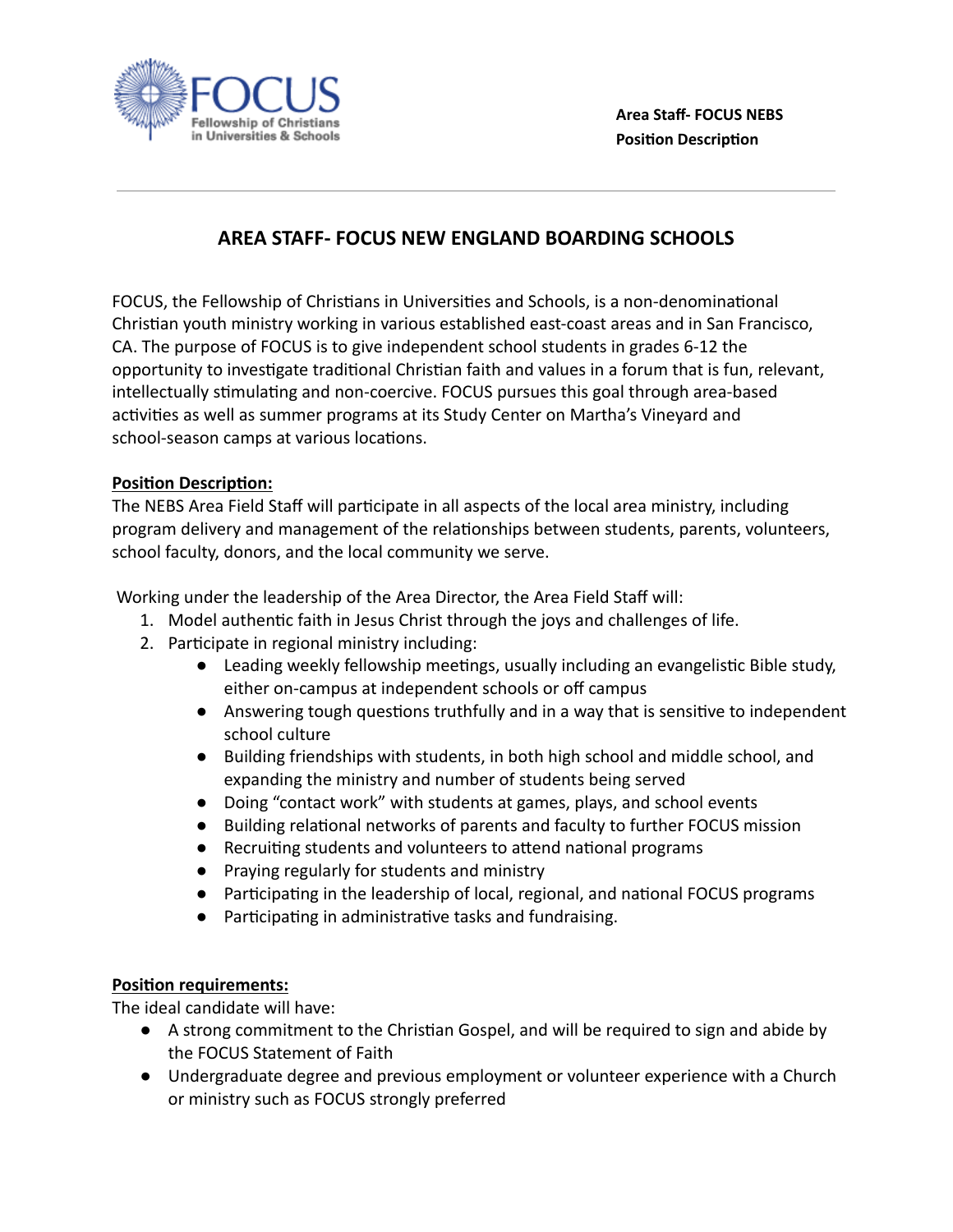Area Staff- FOCUS NEBS
Position Description

# AREA STAFF- FOCUS NEW ENGLAND BOARDING SCHOOLS

FOCUS, the Fellowship of Christians in Universities and Schools, is a non-denominational Christian youth ministry working in various established east-coast areas and in San Francisco, CA. The purpose of FOCUS is to give independent school students in grades 6-12 the opportunity to investigate traditional Christian faith and values in a forum that is fun, relevant, intellectually stimulating and non-coercive. FOCUS pursues this goal through area-based activities as well as summer programs at its Study Center on Martha's Vineyard and school-season camps at various locations.

**Position Description:**
The NEBS Area Field Staff will participate in all aspects of the local area ministry, including program delivery and management of the relationships between students, parents, volunteers, school faculty, donors, and the local community we serve.

Working under the leadership of the Area Director, the Area Field Staff will:

1. Model authentic faith in Jesus Christ through the joys and challenges of life.
2. Participate in regional ministry including:
   - Leading weekly fellowship meetings, usually including an evangelistic Bible study, either on-campus at independent schools or off campus
   - Answering tough questions truthfully and in a way that is sensitive to independent school culture
   - Building friendships with students, in both high school and middle school, and expanding the ministry and number of students being served
   - Doing "contact work" with students at games, plays, and school events
   - Building relational networks of parents and faculty to further FOCUS mission
   - Recruiting students and volunteers to attend national programs
   - Praying regularly for students and ministry
   - Participating in the leadership of local, regional, and national FOCUS programs
   - Participating in administrative tasks and fundraising.

**Position requirements:**
The ideal candidate will have:

- A strong commitment to the Christian Gospel, and will be required to sign and abide by the FOCUS Statement of Faith
- Undergraduate degree and previous employment or volunteer experience with a Church or ministry such as FOCUS strongly preferred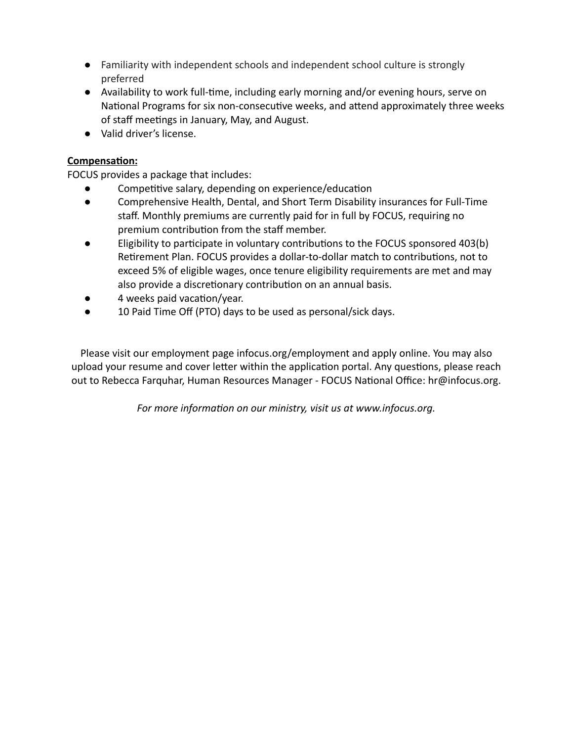- Familiarity with independent schools and independent school culture is strongly preferred
- Availability to work full-time, including early morning and/or evening hours, serve on National Programs for six non-consecutive weeks, and attend approximately three weeks of staff meetings in January, May, and August.
- Valid driver's license.

**Compensation:**

FOCUS provides a package that includes:

- Competitive salary, depending on experience/education
- Comprehensive Health, Dental, and Short Term Disability insurances for Full-Time staff. Monthly premiums are currently paid for in full by FOCUS, requiring no premium contribution from the staff member.
- Eligibility to participate in voluntary contributions to the FOCUS sponsored 403(b) Retirement Plan. FOCUS provides a dollar-to-dollar match to contributions, not to exceed 5% of eligible wages, once tenure eligibility requirements are met and may also provide a discretionary contribution on an annual basis.
- 4 weeks paid vacation/year.
- 10 Paid Time Off (PTO) days to be used as personal/sick days.

Please visit our employment page infocus.org/employment and apply online. You may also upload your resume and cover letter within the application portal. Any questions, please reach out to Rebecca Farquhar, Human Resources Manager - FOCUS National Office: hr@infocus.org.

*For more information on our ministry, visit us at www.infocus.org.*